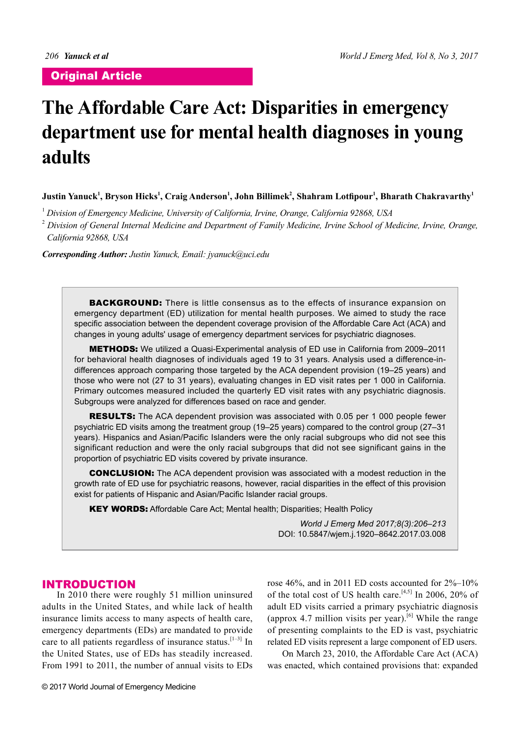Original Article

# The Affordable Care Act: Disparities in emergency department use for mental health diagnoses in young adults

**Justin Yanuck[1], Bryson Hicks[1], Craig Anderson[1], John Billimek[2], Shahram Lotfipour[1], Bharath Chakravarthy[1]**

[1] *Division of Emergency Medicine, University of California, Irvine, Orange, California 92868, USA*

[2] *Division of General Internal Medicine and Department of Family Medicine, Irvine School of Medicine, Irvine, Orange, California 92868, USA*

***Corresponding Author:*** *Justin Yanuck, Email: jyanuck@uci.edu*

**BACKGROUND:** There is little consensus as to the effects of insurance expansion on emergency department (ED) utilization for mental health purposes. We aimed to study the race specific association between the dependent coverage provision of the Affordable Care Act (ACA) and changes in young adults' usage of emergency department services for psychiatric diagnoses.

**METHODS:** We utilized a Quasi-Experimental analysis of ED use in California from 2009–2011 for behavioral health diagnoses of individuals aged 19 to 31 years. Analysis used a difference-in-differences approach comparing those targeted by the ACA dependent provision (19–25 years) and those who were not (27 to 31 years), evaluating changes in ED visit rates per 1 000 in California. Primary outcomes measured included the quarterly ED visit rates with any psychiatric diagnosis. Subgroups were analyzed for differences based on race and gender.

**RESULTS:** The ACA dependent provision was associated with 0.05 per 1 000 people fewer psychiatric ED visits among the treatment group (19–25 years) compared to the control group (27–31 years). Hispanics and Asian/Pacific Islanders were the only racial subgroups who did not see this significant reduction and were the only racial subgroups that did not see significant gains in the proportion of psychiatric ED visits covered by private insurance.

**CONCLUSION:** The ACA dependent provision was associated with a modest reduction in the growth rate of ED use for psychiatric reasons, however, racial disparities in the effect of this provision exist for patients of Hispanic and Asian/Pacific Islander racial groups.

**KEY WORDS:** Affordable Care Act; Mental health; Disparities; Health Policy

*World J Emerg Med 2017;8(3):206–213*
DOI: 10.5847/wjem.j.1920–8642.2017.03.008

## INTRODUCTION

In 2010 there were roughly 51 million uninsured adults in the United States, and while lack of health insurance limits access to many aspects of health care, emergency departments (EDs) are mandated to provide care to all patients regardless of insurance status.[1–3] In the United States, use of EDs has steadily increased. From 1991 to 2011, the number of annual visits to EDs rose 46%, and in 2011 ED costs accounted for 2%–10% of the total cost of US health care.[4,5] In 2006, 20% of adult ED visits carried a primary psychiatric diagnosis (approx 4.7 million visits per year).[6] While the range of presenting complaints to the ED is vast, psychiatric related ED visits represent a large component of ED users.

On March 23, 2010, the Affordable Care Act (ACA) was enacted, which contained provisions that: expanded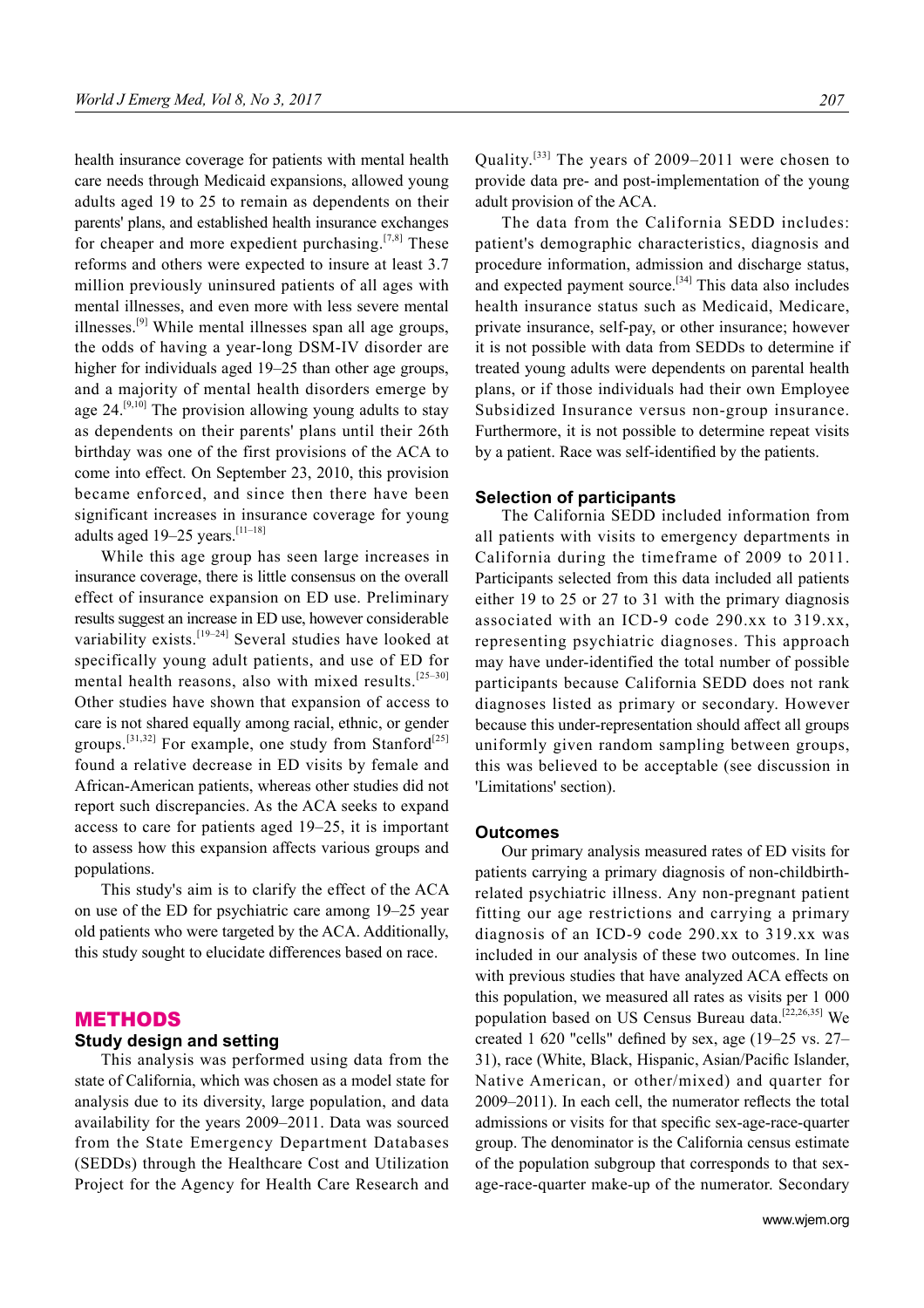health insurance coverage for patients with mental health care needs through Medicaid expansions, allowed young adults aged 19 to 25 to remain as dependents on their parents' plans, and established health insurance exchanges for cheaper and more expedient purchasing.[7,8] These reforms and others were expected to insure at least 3.7 million previously uninsured patients of all ages with mental illnesses, and even more with less severe mental illnesses.[9] While mental illnesses span all age groups, the odds of having a year-long DSM-IV disorder are higher for individuals aged 19–25 than other age groups, and a majority of mental health disorders emerge by age 24.[9,10] The provision allowing young adults to stay as dependents on their parents' plans until their 26th birthday was one of the first provisions of the ACA to come into effect. On September 23, 2010, this provision became enforced, and since then there have been significant increases in insurance coverage for young adults aged 19–25 years.[11–18]

While this age group has seen large increases in insurance coverage, there is little consensus on the overall effect of insurance expansion on ED use. Preliminary results suggest an increase in ED use, however considerable variability exists.[19–24] Several studies have looked at specifically young adult patients, and use of ED for mental health reasons, also with mixed results.[25–30] Other studies have shown that expansion of access to care is not shared equally among racial, ethnic, or gender groups.[31,32] For example, one study from Stanford[25] found a relative decrease in ED visits by female and African-American patients, whereas other studies did not report such discrepancies. As the ACA seeks to expand access to care for patients aged 19–25, it is important to assess how this expansion affects various groups and populations.

This study's aim is to clarify the effect of the ACA on use of the ED for psychiatric care among 19–25 year old patients who were targeted by the ACA. Additionally, this study sought to elucidate differences based on race.

## METHODS

### Study design and setting

This analysis was performed using data from the state of California, which was chosen as a model state for analysis due to its diversity, large population, and data availability for the years 2009–2011. Data was sourced from the State Emergency Department Databases (SEDDs) through the Healthcare Cost and Utilization Project for the Agency for Health Care Research and Quality.[33] The years of 2009–2011 were chosen to provide data pre- and post-implementation of the young adult provision of the ACA.

The data from the California SEDD includes: patient's demographic characteristics, diagnosis and procedure information, admission and discharge status, and expected payment source.[34] This data also includes health insurance status such as Medicaid, Medicare, private insurance, self-pay, or other insurance; however it is not possible with data from SEDDs to determine if treated young adults were dependents on parental health plans, or if those individuals had their own Employee Subsidized Insurance versus non-group insurance. Furthermore, it is not possible to determine repeat visits by a patient. Race was self-identified by the patients.

### Selection of participants

The California SEDD included information from all patients with visits to emergency departments in California during the timeframe of 2009 to 2011. Participants selected from this data included all patients either 19 to 25 or 27 to 31 with the primary diagnosis associated with an ICD-9 code 290.xx to 319.xx, representing psychiatric diagnoses. This approach may have under-identified the total number of possible participants because California SEDD does not rank diagnoses listed as primary or secondary. However because this under-representation should affect all groups uniformly given random sampling between groups, this was believed to be acceptable (see discussion in 'Limitations' section).

### Outcomes

Our primary analysis measured rates of ED visits for patients carrying a primary diagnosis of non-childbirth-related psychiatric illness. Any non-pregnant patient fitting our age restrictions and carrying a primary diagnosis of an ICD-9 code 290.xx to 319.xx was included in our analysis of these two outcomes. In line with previous studies that have analyzed ACA effects on this population, we measured all rates as visits per 1 000 population based on US Census Bureau data.[22,26,35] We created 1 620 "cells" defined by sex, age (19–25 vs. 27–31), race (White, Black, Hispanic, Asian/Pacific Islander, Native American, or other/mixed) and quarter for 2009–2011). In each cell, the numerator reflects the total admissions or visits for that specific sex-age-race-quarter group. The denominator is the California census estimate of the population subgroup that corresponds to that sex-age-race-quarter make-up of the numerator. Secondary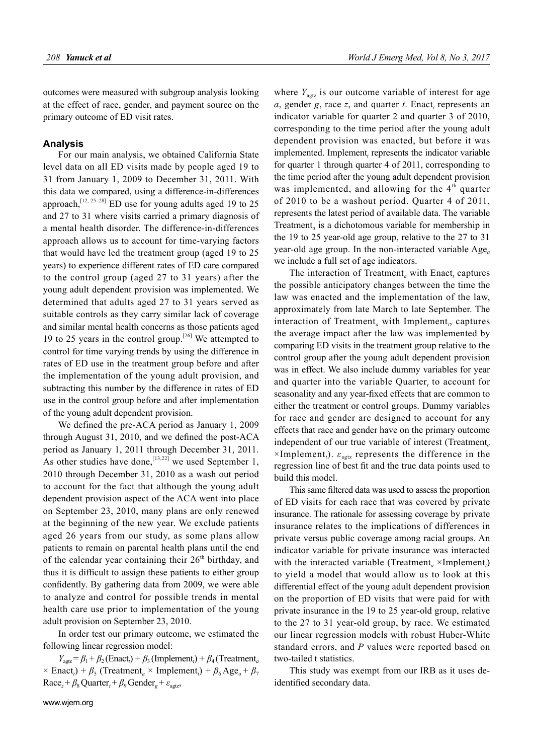outcomes were measured with subgroup analysis looking at the effect of race, gender, and payment source on the primary outcome of ED visit rates.

### Analysis

For our main analysis, we obtained California State level data on all ED visits made by people aged 19 to 31 from January 1, 2009 to December 31, 2011. With this data we compared, using a difference-in-differences approach,[12, 25–28] ED use for young adults aged 19 to 25 and 27 to 31 where visits carried a primary diagnosis of a mental health disorder. The difference-in-differences approach allows us to account for time-varying factors that would have led the treatment group (aged 19 to 25 years) to experience different rates of ED care compared to the control group (aged 27 to 31 years) after the young adult dependent provision was implemented. We determined that adults aged 27 to 31 years served as suitable controls as they carry similar lack of coverage and similar mental health concerns as those patients aged 19 to 25 years in the control group.[26] We attempted to control for time varying trends by using the difference in rates of ED use in the treatment group before and after the implementation of the young adult provision, and subtracting this number by the difference in rates of ED use in the control group before and after implementation of the young adult dependent provision.

We defined the pre-ACA period as January 1, 2009 through August 31, 2010, and we defined the post-ACA period as January 1, 2011 through December 31, 2011. As other studies have done,[13,22] we used September 1, 2010 through December 31, 2010 as a wash out period to account for the fact that although the young adult dependent provision aspect of the ACA went into place on September 23, 2010, many plans are only renewed at the beginning of the new year. We exclude patients aged 26 years from our study, as some plans allow patients to remain on parental health plans until the end of the calendar year containing their 26th birthday, and thus it is difficult to assign these patients to either group confidently. By gathering data from 2009, we were able to analyze and control for possible trends in mental health care use prior to implementation of the young adult provision on September 23, 2010.

In order test our primary outcome, we estimated the following linear regression model:

$$Y_{agtz} = \beta_1 + \beta_2(\text{Enact}_t) + \beta_3(\text{Implement}_t) + \beta_4(\text{Treatment}_a \times \text{Enact}_t) + \beta_5(\text{Treatment}_a \times \text{Implement}_t) + \beta_6\text{Age}_a + \beta_7\text{Race}_z + \beta_8\text{Quarter}_t + \beta_9\text{Gender}_g + \varepsilon_{agtz},$$

where $Y_{agtz}$ is our outcome variable of interest for age $a$, gender $g$, race $z$, and quarter $t$. $\text{Enact}_t$ represents an indicator variable for quarter 2 and quarter 3 of 2010, corresponding to the time period after the young adult dependent provision was enacted, but before it was implemented. $\text{Implement}_t$ represents the indicator variable for quarter 1 through quarter 4 of 2011, corresponding to the time period after the young adult dependent provision was implemented, and allowing for the 4th quarter of 2010 to be a washout period. Quarter 4 of 2011, represents the latest period of available data. The variable $\text{Treatment}_a$ is a dichotomous variable for membership in the 19 to 25 year-old age group, relative to the 27 to 31 year-old age group. In the non-interacted variable $\text{Age}_a$ we include a full set of age indicators.

The interaction of $\text{Treatment}_a$ with $\text{Enact}_t$ captures the possible anticipatory changes between the time the law was enacted and the implementation of the law, approximately from late March to late September. The interaction of $\text{Treatment}_a$ with $\text{Implement}_t$, captures the average impact after the law was implemented by comparing ED visits in the treatment group relative to the control group after the young adult dependent provision was in effect. We also include dummy variables for year and quarter into the variable $\text{Quarter}_t$ to account for seasonality and any year-fixed effects that are common to either the treatment or control groups. Dummy variables for race and gender are designed to account for any effects that race and gender have on the primary outcome independent of our true variable of interest ($\text{Treatment}_a \times \text{Implement}_t$). $\varepsilon_{agtz}$ represents the difference in the regression line of best fit and the true data points used to build this model.

This same filtered data was used to assess the proportion of ED visits for each race that was covered by private insurance. The rationale for assessing coverage by private insurance relates to the implications of differences in private versus public coverage among racial groups. An indicator variable for private insurance was interacted with the interacted variable ($\text{Treatment}_a \times \text{Implement}_t$) to yield a model that would allow us to look at this differential effect of the young adult dependent provision on the proportion of ED visits that were paid for with private insurance in the 19 to 25 year-old group, relative to the 27 to 31 year-old group, by race. We estimated our linear regression models with robust Huber-White standard errors, and $P$ values were reported based on two-tailed t statistics.

This study was exempt from our IRB as it uses de-identified secondary data.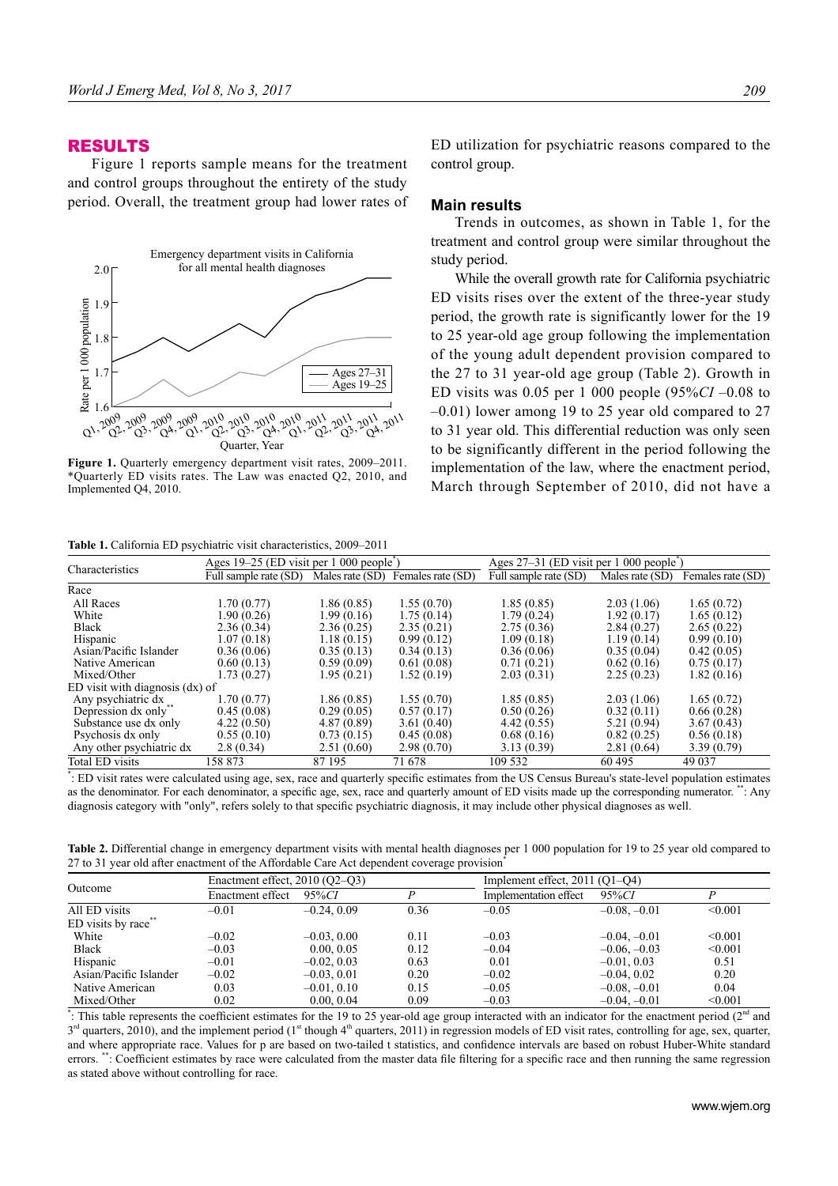## RESULTS

Figure 1 reports sample means for the treatment and control groups throughout the entirety of the study period. Overall, the treatment group had lower rates of ED utilization for psychiatric reasons compared to the control group.

Figure 1. Quarterly emergency department visit rates, 2009–2011. *Quarterly ED visits rates. The Law was enacted Q2, 2010, and Implemented Q4, 2010.

### Main results

Trends in outcomes, as shown in Table 1, for the treatment and control group were similar throughout the study period.

While the overall growth rate for California psychiatric ED visits rises over the extent of the three-year study period, the growth rate is significantly lower for the 19 to 25 year-old age group following the implementation of the young adult dependent provision compared to the 27 to 31 year-old age group (Table 2). Growth in ED visits was 0.05 per 1 000 people (95%*CI* –0.08 to –0.01) lower among 19 to 25 year old compared to 27 to 31 year old. This differential reduction was only seen to be significantly different in the period following the implementation of the law, where the enactment period, March through September of 2010, did not have a

**Table 1.** California ED psychiatric visit characteristics, 2009–2011

| Characteristics | Ages 19–25 (ED visit per 1 000 people*) | | | Ages 27–31 (ED visit per 1 000 people*) | | |
|---|---|---|---|---|---|---|
| | Full sample rate (SD) | Males rate (SD) | Females rate (SD) | Full sample rate (SD) | Males rate (SD) | Females rate (SD) |
| Race | | | | | | |
| All Races | 1.70 (0.77) | 1.86 (0.85) | 1.55 (0.70) | 1.85 (0.85) | 2.03 (1.06) | 1.65 (0.72) |
| White | 1.90 (0.26) | 1.99 (0.16) | 1.75 (0.14) | 1.79 (0.24) | 1.92 (0.17) | 1.65 (0.12) |
| Black | 2.36 (0.34) | 2.36 (0.25) | 2.35 (0.21) | 2.75 (0.36) | 2.84 (0.27) | 2.65 (0.22) |
| Hispanic | 1.07 (0.18) | 1.18 (0.15) | 0.99 (0.12) | 1.09 (0.18) | 1.19 (0.14) | 0.99 (0.10) |
| Asian/Pacific Islander | 0.36 (0.06) | 0.35 (0.13) | 0.34 (0.13) | 0.36 (0.06) | 0.35 (0.04) | 0.42 (0.05) |
| Native American | 0.60 (0.13) | 0.59 (0.09) | 0.61 (0.08) | 0.71 (0.21) | 0.62 (0.16) | 0.75 (0.17) |
| Mixed/Other | 1.73 (0.27) | 1.95 (0.21) | 1.52 (0.19) | 2.03 (0.31) | 2.25 (0.23) | 1.82 (0.16) |
| ED visit with diagnosis (dx) of | | | | | | |
| Any psychiatric dx | 1.70 (0.77) | 1.86 (0.85) | 1.55 (0.70) | 1.85 (0.85) | 2.03 (1.06) | 1.65 (0.72) |
| Depression dx only** | 0.45 (0.08) | 0.29 (0.05) | 0.57 (0.17) | 0.50 (0.26) | 0.32 (0.11) | 0.66 (0.28) |
| Substance use dx only | 4.22 (0.50) | 4.87 (0.89) | 3.61 (0.40) | 4.42 (0.55) | 5.21 (0.94) | 3.67 (0.43) |
| Psychosis dx only | 0.55 (0.10) | 0.73 (0.15) | 0.45 (0.08) | 0.68 (0.16) | 0.82 (0.25) | 0.56 (0.18) |
| Any other psychiatric dx | 2.8 (0.34) | 2.51 (0.60) | 2.98 (0.70) | 3.13 (0.39) | 2.81 (0.64) | 3.39 (0.79) |
| Total ED visits | 158 873 | 87 195 | 71 678 | 109 532 | 60 495 | 49 037 |

*: ED visit rates were calculated using age, sex, race and quarterly specific estimates from the US Census Bureau's state-level population estimates as the denominator. For each denominator, a specific age, sex, race and quarterly amount of ED visits made up the corresponding numerator. **: Any diagnosis category with "only", refers solely to that specific psychiatric diagnosis, it may include other physical diagnoses as well.

**Table 2.** Differential change in emergency department visits with mental health diagnoses per 1 000 population for 19 to 25 year old compared to 27 to 31 year old after enactment of the Affordable Care Act dependent coverage provision*

| Outcome | Enactment effect, 2010 (Q2–Q3) | | | Implement effect, 2011 (Q1–Q4) | | |
|---|---|---|---|---|---|---|
| | Enactment effect | 95%*CI* | *P* | Implementation effect | 95%*CI* | *P* |
| All ED visits | –0.01 | –0.24, 0.09 | 0.36 | –0.05 | –0.08, –0.01 | <0.001 |
| ED visits by race** | | | | | | |
| White | –0.02 | –0.03, 0.00 | 0.11 | –0.03 | –0.04, –0.01 | <0.001 |
| Black | –0.03 | 0.00, 0.05 | 0.12 | –0.04 | –0.06, –0.03 | <0.001 |
| Hispanic | –0.01 | –0.02, 0.03 | 0.63 | 0.01 | –0.01, 0.03 | 0.51 |
| Asian/Pacific Islander | –0.02 | –0.03, 0.01 | 0.20 | –0.02 | –0.04, 0.02 | 0.20 |
| Native American | 0.03 | –0.01, 0.10 | 0.15 | –0.05 | –0.08, –0.01 | 0.04 |
| Mixed/Other | 0.02 | 0.00, 0.04 | 0.09 | –0.03 | –0.04, –0.01 | <0.001 |

*: This table represents the coefficient estimates for the 19 to 25 year-old age group interacted with an indicator for the enactment period (2nd and 3rd quarters, 2010), and the implement period (1st though 4th quarters, 2011) in regression models of ED visit rates, controlling for age, sex, quarter, and where appropriate race. Values for p are based on two-tailed t statistics, and confidence intervals are based on robust Huber-White standard errors. **: Coefficient estimates by race were calculated from the master data file filtering for a specific race and then running the same regression as stated above without controlling for race.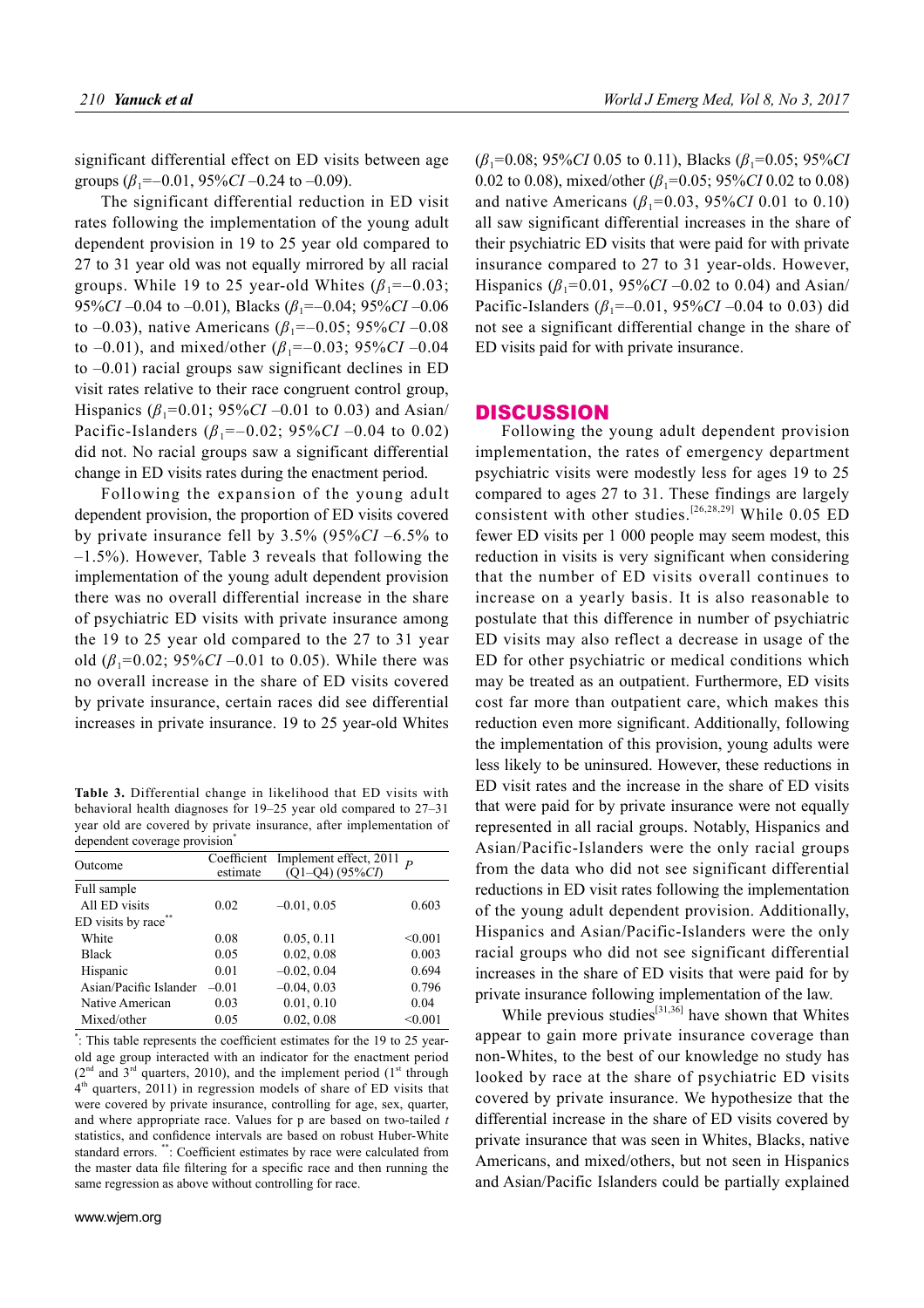significant differential effect on ED visits between age groups ($\beta_1$=–0.01, 95%*CI* –0.24 to –0.09).

The significant differential reduction in ED visit rates following the implementation of the young adult dependent provision in 19 to 25 year old compared to 27 to 31 year old was not equally mirrored by all racial groups. While 19 to 25 year-old Whites ($\beta_1$=–0.03; 95%*CI* –0.04 to –0.01), Blacks ($\beta_1$=–0.04; 95%*CI* –0.06 to –0.03), native Americans ($\beta_1$=–0.05; 95%*CI* –0.08 to –0.01), and mixed/other ($\beta_1$=–0.03; 95%*CI* –0.04 to –0.01) racial groups saw significant declines in ED visit rates relative to their race congruent control group, Hispanics ($\beta_1$=0.01; 95%*CI* –0.01 to 0.03) and Asian/Pacific-Islanders ($\beta_1$=–0.02; 95%*CI* –0.04 to 0.02) did not. No racial groups saw a significant differential change in ED visits rates during the enactment period.

Following the expansion of the young adult dependent provision, the proportion of ED visits covered by private insurance fell by 3.5% (95%*CI* –6.5% to –1.5%). However, Table 3 reveals that following the implementation of the young adult dependent provision there was no overall differential increase in the share of psychiatric ED visits with private insurance among the 19 to 25 year old compared to the 27 to 31 year old ($\beta_1$=0.02; 95%*CI* –0.01 to 0.05). While there was no overall increase in the share of ED visits covered by private insurance, certain races did see differential increases in private insurance. 19 to 25 year-old Whites ($\beta_1$=0.08; 95%*CI* 0.05 to 0.11), Blacks ($\beta_1$=0.05; 95%*CI* 0.02 to 0.08), mixed/other ($\beta_1$=0.05; 95%*CI* 0.02 to 0.08) and native Americans ($\beta_1$=0.03, 95%*CI* 0.01 to 0.10) all saw significant differential increases in the share of their psychiatric ED visits that were paid for with private insurance compared to 27 to 31 year-olds. However, Hispanics ($\beta_1$=0.01, 95%*CI* –0.02 to 0.04) and Asian/Pacific-Islanders ($\beta_1$=–0.01, 95%*CI* –0.04 to 0.03) did not see a significant differential change in the share of ED visits paid for with private insurance.

**Table 3.** Differential change in likelihood that ED visits with behavioral health diagnoses for 19–25 year old compared to 27–31 year old are covered by private insurance, after implementation of dependent coverage provision*

| Outcome | Coefficient estimate | Implement effect, 2011 (Q1–Q4) (95%*CI*) | *P* |
|---|---|---|---|
| Full sample | | | |
| All ED visits | 0.02 | –0.01, 0.05 | 0.603 |
| ED visits by race** | | | |
| White | 0.08 | 0.05, 0.11 | <0.001 |
| Black | 0.05 | 0.02, 0.08 | 0.003 |
| Hispanic | 0.01 | –0.02, 0.04 | 0.694 |
| Asian/Pacific Islander | –0.01 | –0.04, 0.03 | 0.796 |
| Native American | 0.03 | 0.01, 0.10 | 0.04 |
| Mixed/other | 0.05 | 0.02, 0.08 | <0.001 |

*: This table represents the coefficient estimates for the 19 to 25 year-old age group interacted with an indicator for the enactment period (2nd and 3rd quarters, 2010), and the implement period (1st through 4th quarters, 2011) in regression models of share of ED visits that were covered by private insurance, controlling for age, sex, quarter, and where appropriate race. Values for p are based on two-tailed *t* statistics, and confidence intervals are based on robust Huber-White standard errors. **: Coefficient estimates by race were calculated from the master data file filtering for a specific race and then running the same regression as above without controlling for race.

## DISCUSSION

Following the young adult dependent provision implementation, the rates of emergency department psychiatric visits were modestly less for ages 19 to 25 compared to ages 27 to 31. These findings are largely consistent with other studies.[26,28,29] While 0.05 ED fewer ED visits per 1 000 people may seem modest, this reduction in visits is very significant when considering that the number of ED visits overall continues to increase on a yearly basis. It is also reasonable to postulate that this difference in number of psychiatric ED visits may also reflect a decrease in usage of the ED for other psychiatric or medical conditions which may be treated as an outpatient. Furthermore, ED visits cost far more than outpatient care, which makes this reduction even more significant. Additionally, following the implementation of this provision, young adults were less likely to be uninsured. However, these reductions in ED visit rates and the increase in the share of ED visits that were paid for by private insurance were not equally represented in all racial groups. Notably, Hispanics and Asian/Pacific-Islanders were the only racial groups from the data who did not see significant differential reductions in ED visit rates following the implementation of the young adult dependent provision. Additionally, Hispanics and Asian/Pacific-Islanders were the only racial groups who did not see significant differential increases in the share of ED visits that were paid for by private insurance following implementation of the law.

While previous studies[31,36] have shown that Whites appear to gain more private insurance coverage than non-Whites, to the best of our knowledge no study has looked by race at the share of psychiatric ED visits covered by private insurance. We hypothesize that the differential increase in the share of ED visits covered by private insurance that was seen in Whites, Blacks, native Americans, and mixed/others, but not seen in Hispanics and Asian/Pacific Islanders could be partially explained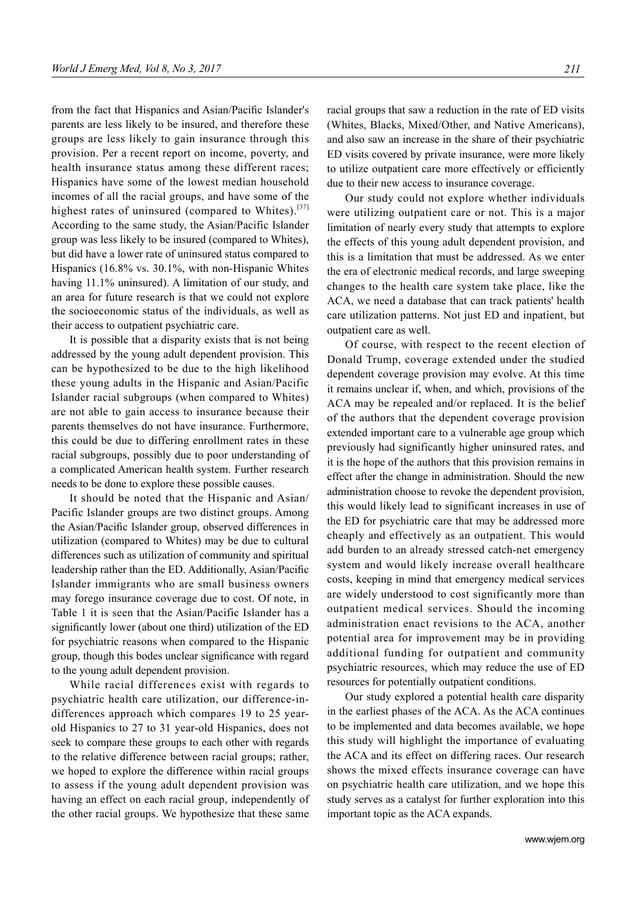from the fact that Hispanics and Asian/Pacific Islander's parents are less likely to be insured, and therefore these groups are less likely to gain insurance through this provision. Per a recent report on income, poverty, and health insurance status among these different races; Hispanics have some of the lowest median household incomes of all the racial groups, and have some of the highest rates of uninsured (compared to Whites).[37] According to the same study, the Asian/Pacific Islander group was less likely to be insured (compared to Whites), but did have a lower rate of uninsured status compared to Hispanics (16.8% vs. 30.1%, with non-Hispanic Whites having 11.1% uninsured). A limitation of our study, and an area for future research is that we could not explore the socioeconomic status of the individuals, as well as their access to outpatient psychiatric care.

It is possible that a disparity exists that is not being addressed by the young adult dependent provision. This can be hypothesized to be due to the high likelihood these young adults in the Hispanic and Asian/Pacific Islander racial subgroups (when compared to Whites) are not able to gain access to insurance because their parents themselves do not have insurance. Furthermore, this could be due to differing enrollment rates in these racial subgroups, possibly due to poor understanding of a complicated American health system. Further research needs to be done to explore these possible causes.

It should be noted that the Hispanic and Asian/Pacific Islander groups are two distinct groups. Among the Asian/Pacific Islander group, observed differences in utilization (compared to Whites) may be due to cultural differences such as utilization of community and spiritual leadership rather than the ED. Additionally, Asian/Pacific Islander immigrants who are small business owners may forego insurance coverage due to cost. Of note, in Table 1 it is seen that the Asian/Pacific Islander has a significantly lower (about one third) utilization of the ED for psychiatric reasons when compared to the Hispanic group, though this bodes unclear significance with regard to the young adult dependent provision.

While racial differences exist with regards to psychiatric health care utilization, our difference-in-differences approach which compares 19 to 25 year-old Hispanics to 27 to 31 year-old Hispanics, does not seek to compare these groups to each other with regards to the relative difference between racial groups; rather, we hoped to explore the difference within racial groups to assess if the young adult dependent provision was having an effect on each racial group, independently of the other racial groups. We hypothesize that these same racial groups that saw a reduction in the rate of ED visits (Whites, Blacks, Mixed/Other, and Native Americans), and also saw an increase in the share of their psychiatric ED visits covered by private insurance, were more likely to utilize outpatient care more effectively or efficiently due to their new access to insurance coverage.

Our study could not explore whether individuals were utilizing outpatient care or not. This is a major limitation of nearly every study that attempts to explore the effects of this young adult dependent provision, and this is a limitation that must be addressed. As we enter the era of electronic medical records, and large sweeping changes to the health care system take place, like the ACA, we need a database that can track patients' health care utilization patterns. Not just ED and inpatient, but outpatient care as well.

Of course, with respect to the recent election of Donald Trump, coverage extended under the studied dependent coverage provision may evolve. At this time it remains unclear if, when, and which, provisions of the ACA may be repealed and/or replaced. It is the belief of the authors that the dependent coverage provision extended important care to a vulnerable age group which previously had significantly higher uninsured rates, and it is the hope of the authors that this provision remains in effect after the change in administration. Should the new administration choose to revoke the dependent provision, this would likely lead to significant increases in use of the ED for psychiatric care that may be addressed more cheaply and effectively as an outpatient. This would add burden to an already stressed catch-net emergency system and would likely increase overall healthcare costs, keeping in mind that emergency medical services are widely understood to cost significantly more than outpatient medical services. Should the incoming administration enact revisions to the ACA, another potential area for improvement may be in providing additional funding for outpatient and community psychiatric resources, which may reduce the use of ED resources for potentially outpatient conditions.

Our study explored a potential health care disparity in the earliest phases of the ACA. As the ACA continues to be implemented and data becomes available, we hope this study will highlight the importance of evaluating the ACA and its effect on differing races. Our research shows the mixed effects insurance coverage can have on psychiatric health care utilization, and we hope this study serves as a catalyst for further exploration into this important topic as the ACA expands.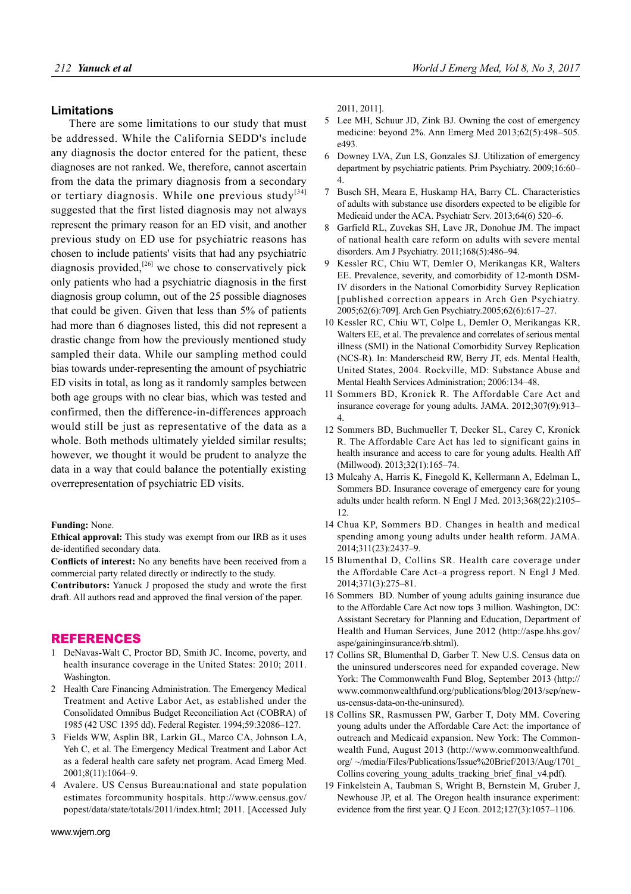## Limitations

There are some limitations to our study that must be addressed. While the California SEDD's include any diagnosis the doctor entered for the patient, these diagnoses are not ranked. We, therefore, cannot ascertain from the data the primary diagnosis from a secondary or tertiary diagnosis. While one previous study[34] suggested that the first listed diagnosis may not always represent the primary reason for an ED visit, and another previous study on ED use for psychiatric reasons has chosen to include patients' visits that had any psychiatric diagnosis provided,[26] we chose to conservatively pick only patients who had a psychiatric diagnosis in the first diagnosis group column, out of the 25 possible diagnoses that could be given. Given that less than 5% of patients had more than 6 diagnoses listed, this did not represent a drastic change from how the previously mentioned study sampled their data. While our sampling method could bias towards under-representing the amount of psychiatric ED visits in total, as long as it randomly samples between both age groups with no clear bias, which was tested and confirmed, then the difference-in-differences approach would still be just as representative of the data as a whole. Both methods ultimately yielded similar results; however, we thought it would be prudent to analyze the data in a way that could balance the potentially existing overrepresentation of psychiatric ED visits.

**Funding:** None.

**Ethical approval:** This study was exempt from our IRB as it uses de-identified secondary data.

**Conflicts of interest:** No any benefits have been received from a commercial party related directly or indirectly to the study.

**Contributors:** Yanuck J proposed the study and wrote the first draft. All authors read and approved the final version of the paper.

## REFERENCES

1. DeNavas-Walt C, Proctor BD, Smith JC. Income, poverty, and health insurance coverage in the United States: 2010; 2011. Washington.
2. Health Care Financing Administration. The Emergency Medical Treatment and Active Labor Act, as established under the Consolidated Omnibus Budget Reconciliation Act (COBRA) of 1985 (42 USC 1395 dd). Federal Register. 1994;59:32086–127.
3. Fields WW, Asplin BR, Larkin GL, Marco CA, Johnson LA, Yeh C, et al. The Emergency Medical Treatment and Labor Act as a federal health care safety net program. Acad Emerg Med. 2001;8(11):1064–9.
4. Avalere. US Census Bureau:national and state population estimates forcommunity hospitals. http://www.census.gov/popest/data/state/totals/2011/index.html; 2011. [Accessed July 2011, 2011].
5. Lee MH, Schuur JD, Zink BJ. Owning the cost of emergency medicine: beyond 2%. Ann Emerg Med 2013;62(5):498–505. e493.
6. Downey LVA, Zun LS, Gonzales SJ. Utilization of emergency department by psychiatric patients. Prim Psychiatry. 2009;16:60–4.
7. Busch SH, Meara E, Huskamp HA, Barry CL. Characteristics of adults with substance use disorders expected to be eligible for Medicaid under the ACA. Psychiatr Serv. 2013;64(6) 520–6.
8. Garfield RL, Zuvekas SH, Lave JR, Donohue JM. The impact of national health care reform on adults with severe mental disorders. Am J Psychiatry. 2011;168(5):486–94.
9. Kessler RC, Chiu WT, Demler O, Merikangas KR, Walters EE. Prevalence, severity, and comorbidity of 12-month DSM-IV disorders in the National Comorbidity Survey Replication [published correction appears in Arch Gen Psychiatry. 2005;62(6):709]. Arch Gen Psychiatry.2005;62(6):617–27.
10. Kessler RC, Chiu WT, Colpe L, Demler O, Merikangas KR, Walters EE, et al. The prevalence and correlates of serious mental illness (SMI) in the National Comorbidity Survey Replication (NCS-R). In: Manderscheid RW, Berry JT, eds. Mental Health, United States, 2004. Rockville, MD: Substance Abuse and Mental Health Services Administration; 2006:134–48.
11. Sommers BD, Kronick R. The Affordable Care Act and insurance coverage for young adults. JAMA. 2012;307(9):913–4.
12. Sommers BD, Buchmueller T, Decker SL, Carey C, Kronick R. The Affordable Care Act has led to significant gains in health insurance and access to care for young adults. Health Aff (Millwood). 2013;32(1):165–74.
13. Mulcahy A, Harris K, Finegold K, Kellermann A, Edelman L, Sommers BD. Insurance coverage of emergency care for young adults under health reform. N Engl J Med. 2013;368(22):2105–12.
14. Chua KP, Sommers BD. Changes in health and medical spending among young adults under health reform. JAMA. 2014;311(23):2437–9.
15. Blumenthal D, Collins SR. Health care coverage under the Affordable Care Act–a progress report. N Engl J Med. 2014;371(3):275–81.
16. Sommers BD. Number of young adults gaining insurance due to the Affordable Care Act now tops 3 million. Washington, DC: Assistant Secretary for Planning and Education, Department of Health and Human Services, June 2012 (http://aspe.hhs.gov/aspe/gaininginsurance/rb.shtml).
17. Collins SR, Blumenthal D, Garber T. New U.S. Census data on the uninsured underscores need for expanded coverage. New York: The Commonwealth Fund Blog, September 2013 (http://www.commonwealthfund.org/publications/blog/2013/sep/new-us-census-data-on-the-uninsured).
18. Collins SR, Rasmussen PW, Garber T, Doty MM. Covering young adults under the Affordable Care Act: the importance of outreach and Medicaid expansion. New York: The Commonwealth Fund, August 2013 (http://www.commonwealthfund.org/ ~/media/Files/Publications/Issue%20Brief/2013/Aug/1701_Collins covering_young_adults_tracking_brief_final_v4.pdf).
19. Finkelstein A, Taubman S, Wright B, Bernstein M, Gruber J, Newhouse JP, et al. The Oregon health insurance experiment: evidence from the first year. Q J Econ. 2012;127(3):1057–1106.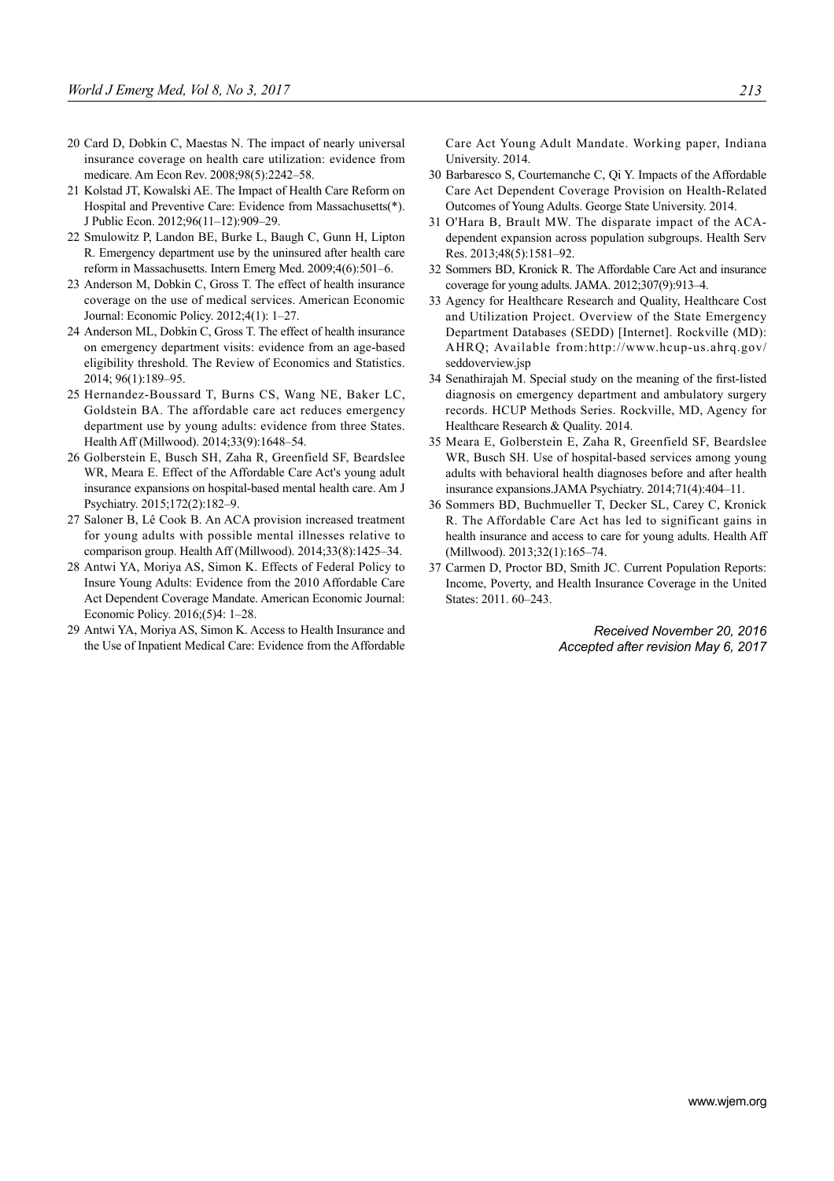20 Card D, Dobkin C, Maestas N. The impact of nearly universal insurance coverage on health care utilization: evidence from medicare. Am Econ Rev. 2008;98(5):2242–58.

21 Kolstad JT, Kowalski AE. The Impact of Health Care Reform on Hospital and Preventive Care: Evidence from Massachusetts(*). J Public Econ. 2012;96(11–12):909–29.

22 Smulowitz P, Landon BE, Burke L, Baugh C, Gunn H, Lipton R. Emergency department use by the uninsured after health care reform in Massachusetts. Intern Emerg Med. 2009;4(6):501–6.

23 Anderson M, Dobkin C, Gross T. The effect of health insurance coverage on the use of medical services. American Economic Journal: Economic Policy. 2012;4(1): 1–27.

24 Anderson ML, Dobkin C, Gross T. The effect of health insurance on emergency department visits: evidence from an age-based eligibility threshold. The Review of Economics and Statistics. 2014; 96(1):189–95.

25 Hernandez-Boussard T, Burns CS, Wang NE, Baker LC, Goldstein BA. The affordable care act reduces emergency department use by young adults: evidence from three States. Health Aff (Millwood). 2014;33(9):1648–54.

26 Golberstein E, Busch SH, Zaha R, Greenfield SF, Beardslee WR, Meara E. Effect of the Affordable Care Act's young adult insurance expansions on hospital-based mental health care. Am J Psychiatry. 2015;172(2):182–9.

27 Saloner B, Lê Cook B. An ACA provision increased treatment for young adults with possible mental illnesses relative to comparison group. Health Aff (Millwood). 2014;33(8):1425–34.

28 Antwi YA, Moriya AS, Simon K. Effects of Federal Policy to Insure Young Adults: Evidence from the 2010 Affordable Care Act Dependent Coverage Mandate. American Economic Journal: Economic Policy. 2016;(5)4: 1–28.

29 Antwi YA, Moriya AS, Simon K. Access to Health Insurance and the Use of Inpatient Medical Care: Evidence from the Affordable Care Act Young Adult Mandate. Working paper, Indiana University. 2014.

30 Barbaresco S, Courtemanche C, Qi Y. Impacts of the Affordable Care Act Dependent Coverage Provision on Health-Related Outcomes of Young Adults. George State University. 2014.

31 O'Hara B, Brault MW. The disparate impact of the ACA-dependent expansion across population subgroups. Health Serv Res. 2013;48(5):1581–92.

32 Sommers BD, Kronick R. The Affordable Care Act and insurance coverage for young adults. JAMA. 2012;307(9):913–4.

33 Agency for Healthcare Research and Quality, Healthcare Cost and Utilization Project. Overview of the State Emergency Department Databases (SEDD) [Internet]. Rockville (MD): AHRQ; Available from:http://www.hcup-us.ahrq.gov/seddoverview.jsp

34 Senathirajah M. Special study on the meaning of the first-listed diagnosis on emergency department and ambulatory surgery records. HCUP Methods Series. Rockville, MD, Agency for Healthcare Research & Quality. 2014.

35 Meara E, Golberstein E, Zaha R, Greenfield SF, Beardslee WR, Busch SH. Use of hospital-based services among young adults with behavioral health diagnoses before and after health insurance expansions.JAMA Psychiatry. 2014;71(4):404–11.

36 Sommers BD, Buchmueller T, Decker SL, Carey C, Kronick R. The Affordable Care Act has led to significant gains in health insurance and access to care for young adults. Health Aff (Millwood). 2013;32(1):165–74.

37 Carmen D, Proctor BD, Smith JC. Current Population Reports: Income, Poverty, and Health Insurance Coverage in the United States: 2011. 60–243.

*Received November 20, 2016*
*Accepted after revision May 6, 2017*